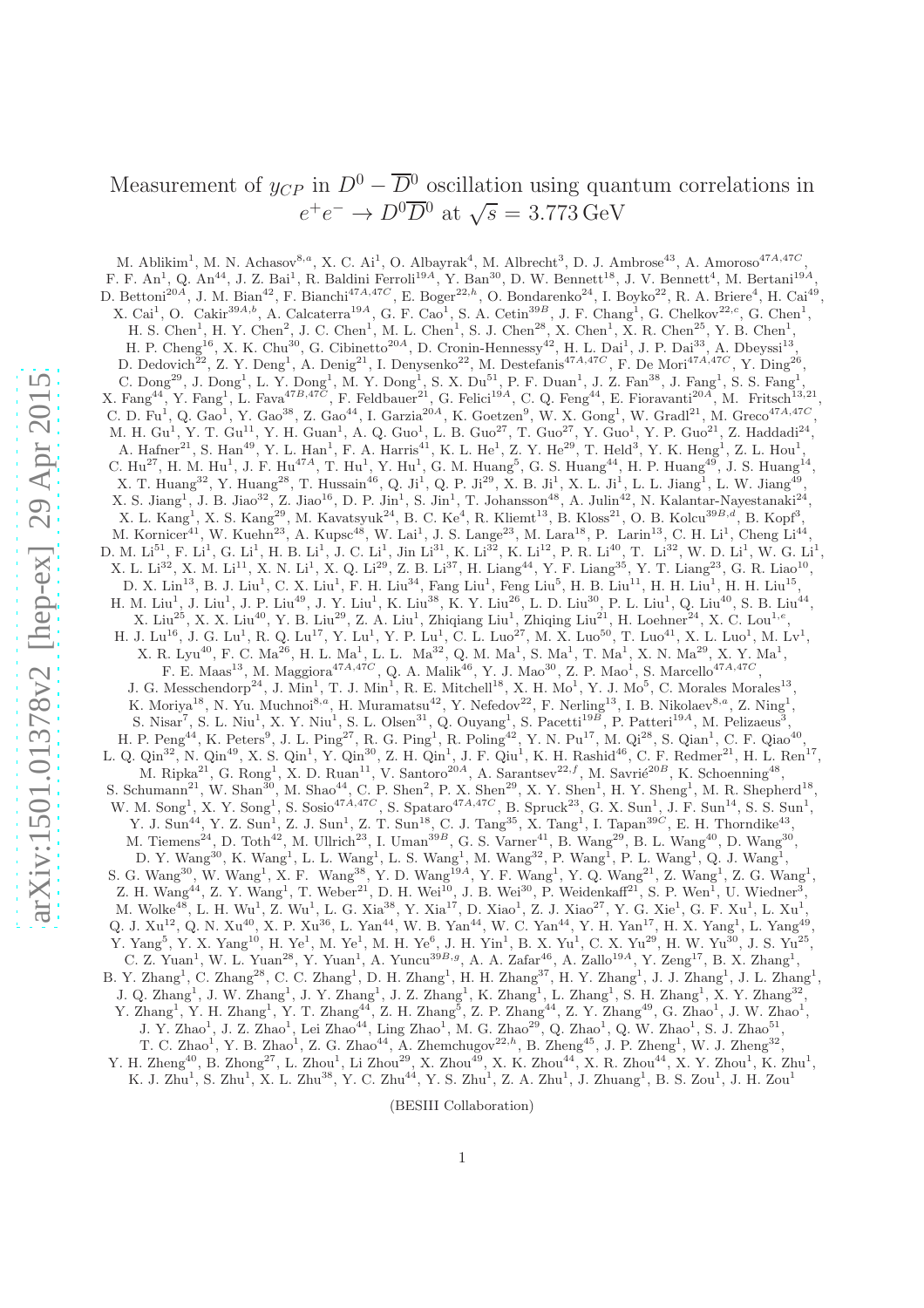# Measurement of $y_{CP}$ in $D^0 - \overline{D}^0$ oscillation using quantum correlations in $e^+e^- \to D^0\overline{D}^0$ at $\sqrt{s} = 3.773\,\mathrm{GeV}$

M. Ablikim[1], M. N. Achasov[8,a], X. C. Ai[1], O. Albayrak[4], M. Albrecht[3], D. J. Ambrose[43], A. Amoroso[47A,47C], F. F. An[1], Q. An[44], J. Z. Bai[1], R. Baldini Ferroli[19A], Y. Ban[30], D. W. Bennett[18], J. V. Bennett[4], M. Bertani[19A], D. Bettoni[20A], J. M. Bian[42], F. Bianchi[47A,47C], E. Boger[22,h], O. Bondarenko[24], I. Boyko[22], R. A. Briere[4], H. Cai[49], X. Cai[1], O. Cakir[39A,b], A. Calcaterra[19A], G. F. Cao[1], S. A. Cetin[39B], J. F. Chang[1], G. Chelkov[22,c], G. Chen[1], H. S. Chen[1], H. Y. Chen[2], J. C. Chen[1], M. L. Chen[1], S. J. Chen[28], X. Chen[1], X. R. Chen[25], Y. B. Chen[1], H. P. Cheng[16], X. K. Chu[30], G. Cibinetto[20A], D. Cronin-Hennessy[42], H. L. Dai[1], J. P. Dai[33], A. Dbeyssi[13], D. Dedovich[22], Z. Y. Deng[1], A. Denig[21], I. Denysenko[22], M. Destefanis[47A,47C], F. De Mori[47A,47C], Y. Ding[26], C. Dong[29], J. Dong[1], L. Y. Dong[1], M. Y. Dong[1], S. X. Du[51], P. F. Duan[1], J. Z. Fan[38], J. Fang[1], S. S. Fang[1], X. Fang[44], Y. Fang[1], L. Fava[47B,47C], F. Feldbauer[21], G. Felici[19A], C. Q. Feng[44], E. Fioravanti[20A], M. Fritsch[13,21], C. D. Fu[1], Q. Gao[1], Y. Gao[38], Z. Gao[44], I. Garzia[20A], K. Goetzen[9], W. X. Gong[1], W. Gradl[21], M. Greco[47A,47C], M. H. Gu[1], Y. T. Gu[11], Y. H. Guan[1], A. Q. Guo[1], L. B. Guo[27], T. Guo[27], Y. Guo[1], Y. P. Guo[21], Z. Haddadi[24], A. Hafner[21], S. Han[49], Y. L. Han[1], F. A. Harris[41], K. L. He[1], Z. Y. He[29], T. Held[3], Y. K. Heng[1], Z. L. Hou[1], C. Hu[27], H. M. Hu[1], J. F. Hu[47A], T. Hu[1], Y. Hu[1], G. M. Huang[5], G. S. Huang[44], H. P. Huang[49], J. S. Huang[14], X. T. Huang[32], Y. Huang[28], T. Hussain[46], Q. Ji[1], Q. P. Ji[29], X. B. Ji[1], X. L. Ji[1], L. L. Jiang[1], L. W. Jiang[49], X. S. Jiang[1], J. B. Jiao[32], Z. Jiao[16], D. P. Jin[1], S. Jin[1], T. Johansson[48], A. Julin[42], N. Kalantar-Nayestanaki[24], X. L. Kang[1], X. S. Kang[29], M. Kavatsyuk[24], B. C. Ke[4], R. Kliemt[13], B. Kloss[21], O. B. Kolcu[39B,d], B. Kopf[3], M. Kornicer[41], W. Kuehn[23], A. Kupsc[48], W. Lai[1], J. S. Lange[23], M. Lara[18], P. Larin[13], C. H. Li[1], Cheng Li[44], D. M. Li[51], F. Li[1], G. Li[1], H. B. Li[1], J. C. Li[1], Jin Li[31], K. Li[32], K. Li[12], P. R. Li[40], T. Li[32], W. D. Li[1], W. G. Li[1], X. L. Li[32], X. M. Li[11], X. N. Li[1], X. Q. Li[29], Z. B. Li[37], H. Liang[44], Y. F. Liang[35], Y. T. Liang[23], G. R. Liao[10], D. X. Lin[13], B. J. Liu[1], C. X. Liu[1], F. H. Liu[34], Fang Liu[1], Feng Liu[5], H. B. Liu[11], H. H. Liu[1], H. H. Liu[15], H. M. Liu[1], J. Liu[1], J. P. Liu[49], J. Y. Liu[1], K. Liu[38], K. Y. Liu[26], L. D. Liu[30], P. L. Liu[1], Q. Liu[40], S. B. Liu[44], X. Liu[25], X. X. Liu[40], Y. B. Liu[29], Z. A. Liu[1], Zhiqiang Liu[1], Zhiqing Liu[21], H. Loehner[24], X. C. Lou[1,e], H. J. Lu[16], J. G. Lu[1], R. Q. Lu[17], Y. Lu[1], Y. P. Lu[1], C. L. Luo[27], M. X. Luo[50], T. Luo[41], X. L. Luo[1], M. Lv[1], X. R. Lyu[40], F. C. Ma[26], H. L. Ma[1], L. L. Ma[32], Q. M. Ma[1], S. Ma[1], T. Ma[1], X. N. Ma[29], X. Y. Ma[1], F. E. Maas[13], M. Maggiora[47A,47C], Q. A. Malik[46], Y. J. Mao[30], Z. P. Mao[1], S. Marcello[47A,47C], J. G. Messchendorp[24], J. Min[1], T. J. Min[1], R. E. Mitchell[18], X. H. Mo[1], Y. J. Mo[5], C. Morales Morales[13], K. Moriya[18], N. Yu. Muchnoi[8,a], H. Muramatsu[42], Y. Nefedov[22], F. Nerling[13], I. B. Nikolaev[8,a], Z. Ning[1], S. Nisar[7], S. L. Niu[1], X. Y. Niu[1], S. L. Olsen[31], Q. Ouyang[1], S. Pacetti[19B], P. Patteri[19A], M. Pelizaeus[3], H. P. Peng[44], K. Peters[9], J. L. Ping[27], R. G. Ping[1], R. Poling[42], Y. N. Pu[17], M. Qi[28], S. Qian[1], C. F. Qiao[40], L. Q. Qin[32], N. Qin[49], X. S. Qin[1], Y. Qin[30], Z. H. Qin[1], J. F. Qiu[1], K. H. Rashid[46], C. F. Redmer[21], H. L. Ren[17], M. Ripka[21], G. Rong[1], X. D. Ruan[11], V. Santoro[20A], A. Sarantsev[22,f], M. Savrié[20B], K. Schoenning[48], S. Schumann[21], W. Shan[30], M. Shao[44], C. P. Shen[2], P. X. Shen[29], X. Y. Shen[1], H. Y. Sheng[1], M. R. Shepherd[18], W. M. Song[1], X. Y. Song[1], S. Sosio[47A,47C], S. Spataro[47A,47C], B. Spruck[23], G. X. Sun[1], J. F. Sun[14], S. S. Sun[1], Y. J. Sun[44], Y. Z. Sun[1], Z. J. Sun[1], Z. T. Sun[18], C. J. Tang[35], X. Tang[1], I. Tapan[39C], E. H. Thorndike[43], M. Tiemens[24], D. Toth[42], M. Ullrich[23], I. Uman[39B], G. S. Varner[41], B. Wang[29], B. L. Wang[40], D. Wang[30], D. Y. Wang[30], K. Wang[1], L. L. Wang[1], L. S. Wang[1], M. Wang[32], P. Wang[1], P. L. Wang[1], Q. J. Wang[1], S. G. Wang[30], W. Wang[1], X. F. Wang[38], Y. D. Wang[19A], Y. F. Wang[1], Y. Q. Wang[21], Z. Wang[1], Z. G. Wang[1], Z. H. Wang[44], Z. Y. Wang[1], T. Weber[21], D. H. Wei[10], J. B. Wei[30], P. Weidenkaff[21], S. P. Wen[1], U. Wiedner[3], M. Wolke[48], L. H. Wu[1], Z. Wu[1], L. G. Xia[38], Y. Xia[17], D. Xiao[1], Z. J. Xiao[27], Y. G. Xie[1], G. F. Xu[1], L. Xu[1], Q. J. Xu[12], Q. N. Xu[40], X. P. Xu[36], L. Yan[44], W. B. Yan[44], W. C. Yan[44], Y. H. Yan[17], H. X. Yang[1], L. Yang[49], Y. Yang[5], Y. X. Yang[10], H. Ye[1], M. Ye[1], M. H. Ye[6], J. H. Yin[1], B. X. Yu[1], C. X. Yu[29], H. W. Yu[30], J. S. Yu[25], C. Z. Yuan[1], W. L. Yuan[28], Y. Yuan[1], A. Yuncu[39B,g], A. A. Zafar[46], A. Zallo[19A], Y. Zeng[17], B. X. Zhang[1], B. Y. Zhang[1], C. Zhang[28], C. C. Zhang[1], D. H. Zhang[1], H. H. Zhang[37], H. Y. Zhang[1], J. J. Zhang[1], J. L. Zhang[1], J. Q. Zhang[1], J. W. Zhang[1], J. Y. Zhang[1], J. Z. Zhang[1], K. Zhang[1], L. Zhang[1], S. H. Zhang[1], X. Y. Zhang[32], Y. Zhang[1], Y. H. Zhang[1], Y. T. Zhang[44], Z. H. Zhang[5], Z. P. Zhang[44], Z. Y. Zhang[49], G. Zhao[1], J. W. Zhao[1], J. Y. Zhao[1], J. Z. Zhao[1], Lei Zhao[44], Ling Zhao[1], M. G. Zhao[29], Q. Zhao[1], Q. W. Zhao[1], S. J. Zhao[51], T. C. Zhao[1], Y. B. Zhao[1], Z. G. Zhao[44], A. Zhemchugov[22,h], B. Zheng[45], J. P. Zheng[1], W. J. Zheng[32], Y. H. Zheng[40], B. Zhong[27], L. Zhou[1], Li Zhou[29], X. Zhou[49], X. K. Zhou[44], X. R. Zhou[44], X. Y. Zhou[1], K. Zhu[1], K. J. Zhu[1], S. Zhu[1], X. L. Zhu[38], Y. C. Zhu[44], Y. S. Zhu[1], Z. A. Zhu[1], J. Zhuang[1], B. S. Zou[1], J. H. Zou[1]

(BESIII Collaboration)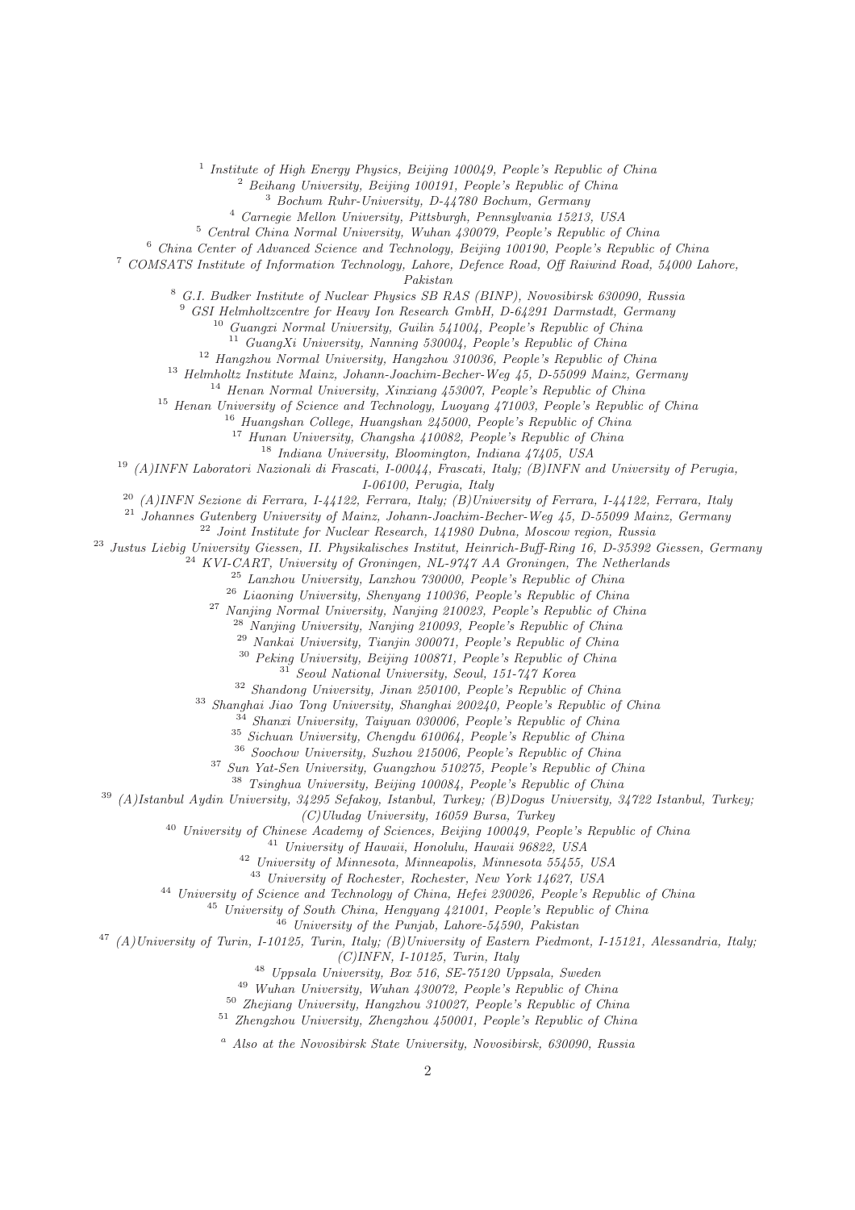[1] *Institute of High Energy Physics, Beijing 100049, People's Republic of China*
[2] *Beihang University, Beijing 100191, People's Republic of China*
[3] *Bochum Ruhr-University, D-44780 Bochum, Germany*
[4] *Carnegie Mellon University, Pittsburgh, Pennsylvania 15213, USA*
[5] *Central China Normal University, Wuhan 430079, People's Republic of China*
[6] *China Center of Advanced Science and Technology, Beijing 100190, People's Republic of China*
[7] *COMSATS Institute of Information Technology, Lahore, Defence Road, Off Raiwind Road, 54000 Lahore, Pakistan*
[8] *G.I. Budker Institute of Nuclear Physics SB RAS (BINP), Novosibirsk 630090, Russia*
[9] *GSI Helmholtzcentre for Heavy Ion Research GmbH, D-64291 Darmstadt, Germany*
[10] *Guangxi Normal University, Guilin 541004, People's Republic of China*
[11] *GuangXi University, Nanning 530004, People's Republic of China*
[12] *Hangzhou Normal University, Hangzhou 310036, People's Republic of China*
[13] *Helmholtz Institute Mainz, Johann-Joachim-Becher-Weg 45, D-55099 Mainz, Germany*
[14] *Henan Normal University, Xinxiang 453007, People's Republic of China*
[15] *Henan University of Science and Technology, Luoyang 471003, People's Republic of China*
[16] *Huangshan College, Huangshan 245000, People's Republic of China*
[17] *Hunan University, Changsha 410082, People's Republic of China*
[18] *Indiana University, Bloomington, Indiana 47405, USA*
[19] *(A)INFN Laboratori Nazionali di Frascati, I-00044, Frascati, Italy; (B)INFN and University of Perugia, I-06100, Perugia, Italy*
[20] *(A)INFN Sezione di Ferrara, I-44122, Ferrara, Italy; (B)University of Ferrara, I-44122, Ferrara, Italy*
[21] *Johannes Gutenberg University of Mainz, Johann-Joachim-Becher-Weg 45, D-55099 Mainz, Germany*
[22] *Joint Institute for Nuclear Research, 141980 Dubna, Moscow region, Russia*
[23] *Justus Liebig University Giessen, II. Physikalisches Institut, Heinrich-Buff-Ring 16, D-35392 Giessen, Germany*
[24] *KVI-CART, University of Groningen, NL-9747 AA Groningen, The Netherlands*
[25] *Lanzhou University, Lanzhou 730000, People's Republic of China*
[26] *Liaoning University, Shenyang 110036, People's Republic of China*
[27] *Nanjing Normal University, Nanjing 210023, People's Republic of China*
[28] *Nanjing University, Nanjing 210093, People's Republic of China*
[29] *Nankai University, Tianjin 300071, People's Republic of China*
[30] *Peking University, Beijing 100871, People's Republic of China*
[31] *Seoul National University, Seoul, 151-747 Korea*
[32] *Shandong University, Jinan 250100, People's Republic of China*
[33] *Shanghai Jiao Tong University, Shanghai 200240, People's Republic of China*
[34] *Shanxi University, Taiyuan 030006, People's Republic of China*
[35] *Sichuan University, Chengdu 610064, People's Republic of China*
[36] *Soochow University, Suzhou 215006, People's Republic of China*
[37] *Sun Yat-Sen University, Guangzhou 510275, People's Republic of China*
[38] *Tsinghua University, Beijing 100084, People's Republic of China*
[39] *(A)Istanbul Aydin University, 34295 Sefakoy, Istanbul, Turkey; (B)Dogus University, 34722 Istanbul, Turkey; (C)Uludag University, 16059 Bursa, Turkey*
[40] *University of Chinese Academy of Sciences, Beijing 100049, People's Republic of China*
[41] *University of Hawaii, Honolulu, Hawaii 96822, USA*
[42] *University of Minnesota, Minneapolis, Minnesota 55455, USA*
[43] *University of Rochester, Rochester, New York 14627, USA*
[44] *University of Science and Technology of China, Hefei 230026, People's Republic of China*
[45] *University of South China, Hengyang 421001, People's Republic of China*
[46] *University of the Punjab, Lahore-54590, Pakistan*
[47] *(A)University of Turin, I-10125, Turin, Italy; (B)University of Eastern Piedmont, I-15121, Alessandria, Italy; (C)INFN, I-10125, Turin, Italy*
[48] *Uppsala University, Box 516, SE-75120 Uppsala, Sweden*
[49] *Wuhan University, Wuhan 430072, People's Republic of China*
[50] *Zhejiang University, Hangzhou 310027, People's Republic of China*
[51] *Zhengzhou University, Zhengzhou 450001, People's Republic of China*

[a] *Also at the Novosibirsk State University, Novosibirsk, 630090, Russia*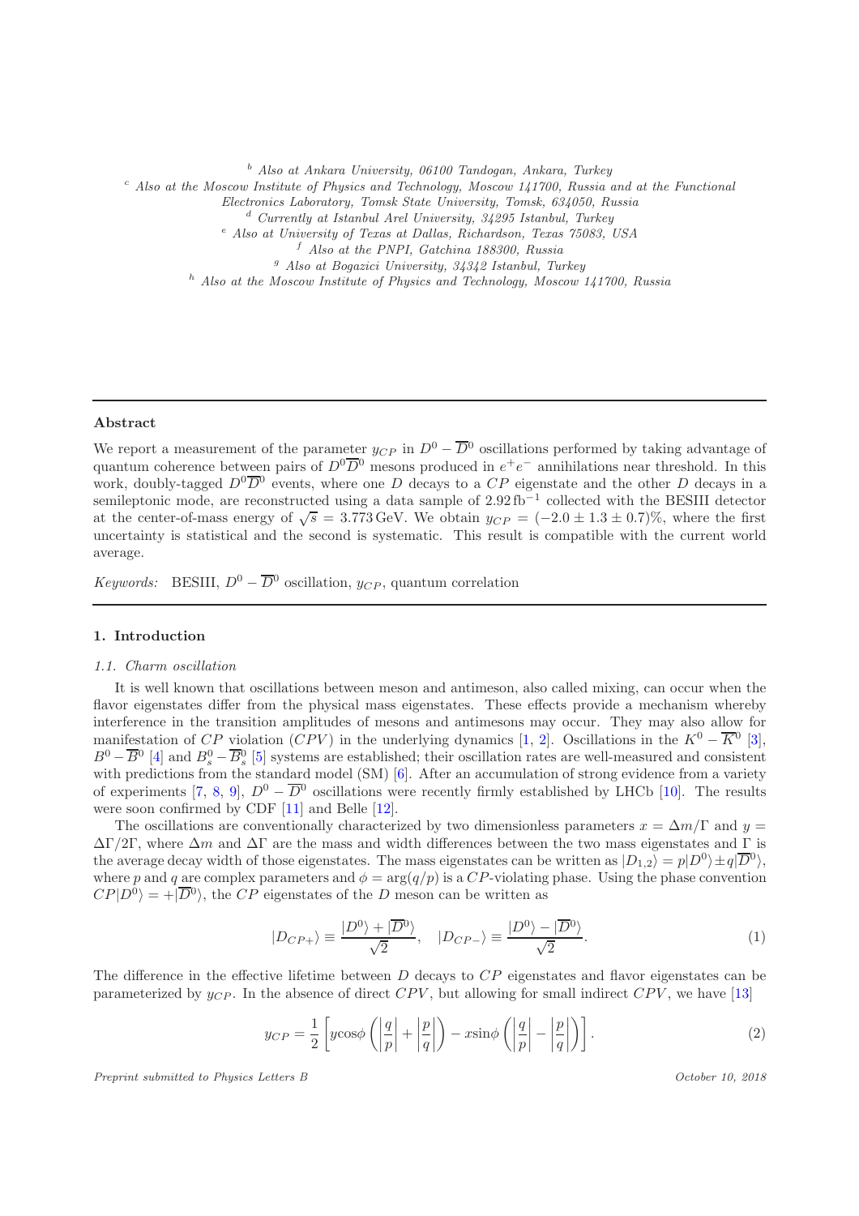[b] Also at Ankara University, 06100 Tandogan, Ankara, Turkey

[c] Also at the Moscow Institute of Physics and Technology, Moscow 141700, Russia and at the Functional Electronics Laboratory, Tomsk State University, Tomsk, 634050, Russia

[d] Currently at Istanbul Arel University, 34295 Istanbul, Turkey

[e] Also at University of Texas at Dallas, Richardson, Texas 75083, USA

[f] Also at the PNPI, Gatchina 188300, Russia

[g] Also at Bogazici University, 34342 Istanbul, Turkey

[h] Also at the Moscow Institute of Physics and Technology, Moscow 141700, Russia

---

**Abstract**

We report a measurement of the parameter $y_{CP}$ in $D^0-\overline{D}^0$ oscillations performed by taking advantage of quantum coherence between pairs of $D^0\overline{D}^0$ mesons produced in $e^+e^-$ annihilations near threshold. In this work, doubly-tagged $D^0\overline{D}^0$ events, where one $D$ decays to a $CP$ eigenstate and the other $D$ decays in a semileptonic mode, are reconstructed using a data sample of $2.92\,\text{fb}^{-1}$ collected with the BESIII detector at the center-of-mass energy of $\sqrt{s} = 3.773\,\text{GeV}$. We obtain $y_{CP} = (-2.0 \pm 1.3 \pm 0.7)\%$, where the first uncertainty is statistical and the second is systematic. This result is compatible with the current world average.

*Keywords:* BESIII, $D^0-\overline{D}^0$ oscillation, $y_{CP}$, quantum correlation

---

## 1. Introduction

### 1.1. Charm oscillation

It is well known that oscillations between meson and antimeson, also called mixing, can occur when the flavor eigenstates differ from the physical mass eigenstates. These effects provide a mechanism whereby interference in the transition amplitudes of mesons and antimesons may occur. They may also allow for manifestation of $CP$ violation ($CPV$) in the underlying dynamics [1, 2]. Oscillations in the $K^0-\overline{K}^0$ [3], $B^0-\overline{B}^0$ [4] and $B^0_s-\overline{B}^0_s$ [5] systems are established; their oscillation rates are well-measured and consistent with predictions from the standard model (SM) [6]. After an accumulation of strong evidence from a variety of experiments [7, 8, 9], $D^0-\overline{D}^0$ oscillations were recently firmly established by LHCb [10]. The results were soon confirmed by CDF [11] and Belle [12].

The oscillations are conventionally characterized by two dimensionless parameters $x = \Delta m/\Gamma$ and $y = \Delta\Gamma/2\Gamma$, where $\Delta m$ and $\Delta\Gamma$ are the mass and width differences between the two mass eigenstates and $\Gamma$ is the average decay width of those eigenstates. The mass eigenstates can be written as $|D_{1,2}\rangle = p|D^0\rangle \pm q|\overline{D}^0\rangle$, where $p$ and $q$ are complex parameters and $\phi = \arg(q/p)$ is a $CP$-violating phase. Using the phase convention $CP|D^0\rangle = +|\overline{D}^0\rangle$, the $CP$ eigenstates of the $D$ meson can be written as

$$|D_{CP+}\rangle \equiv \frac{|D^0\rangle + |\overline{D}^0\rangle}{\sqrt{2}}, \quad |D_{CP-}\rangle \equiv \frac{|D^0\rangle - |\overline{D}^0\rangle}{\sqrt{2}}. \tag{1}$$

The difference in the effective lifetime between $D$ decays to $CP$ eigenstates and flavor eigenstates can be parameterized by $y_{CP}$. In the absence of direct $CPV$, but allowing for small indirect $CPV$, we have [13]

$$y_{CP} = \frac{1}{2}\left[y\cos\phi\left(\left|\frac{q}{p}\right| + \left|\frac{p}{q}\right|\right) - x\sin\phi\left(\left|\frac{q}{p}\right| - \left|\frac{p}{q}\right|\right)\right]. \tag{2}$$

*Preprint submitted to Physics Letters B* *October 10, 2018*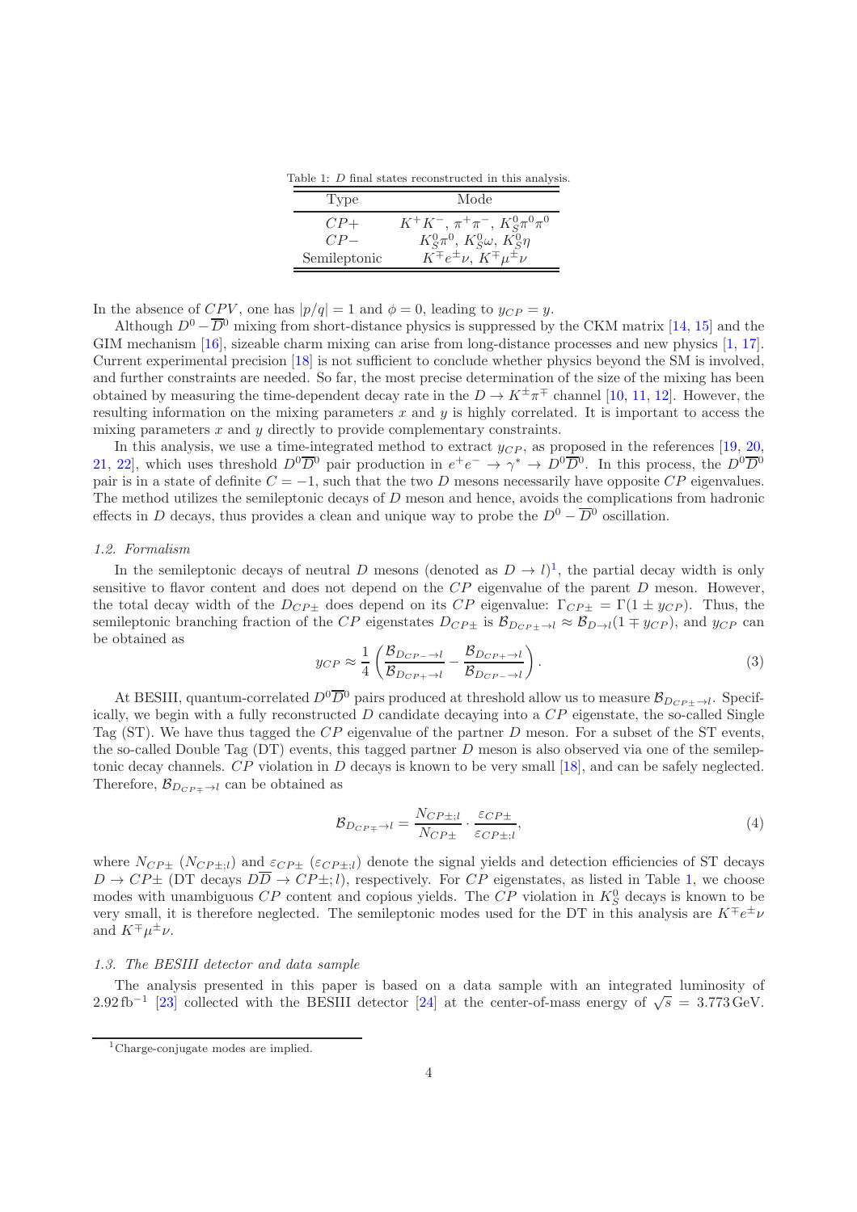Table 1: $D$ final states reconstructed in this analysis.

| Type | Mode |
|---|---|
| $CP+$ | $K^+K^-$, $\pi^+\pi^-$, $K_S^0\pi^0\pi^0$ |
| $CP-$ | $K_S^0\pi^0$, $K_S^0\omega$, $K_S^0\eta$ |
| Semileptonic | $K^\mp e^\pm\nu$, $K^\mp\mu^\pm\nu$ |

In the absence of $CPV$, one has $|p/q| = 1$ and $\phi = 0$, leading to $y_{CP} = y$.

Although $D^0 - \overline{D}^0$ mixing from short-distance physics is suppressed by the CKM matrix [14, 15] and the GIM mechanism [16], sizeable charm mixing can arise from long-distance processes and new physics [1, 17]. Current experimental precision [18] is not sufficient to conclude whether physics beyond the SM is involved, and further constraints are needed. So far, the most precise determination of the size of the mixing has been obtained by measuring the time-dependent decay rate in the $D \to K^\pm\pi^\mp$ channel [10, 11, 12]. However, the resulting information on the mixing parameters $x$ and $y$ is highly correlated. It is important to access the mixing parameters $x$ and $y$ directly to provide complementary constraints.

In this analysis, we use a time-integrated method to extract $y_{CP}$, as proposed in the references [19, 20, 21, 22], which uses threshold $D^0\overline{D}^0$ pair production in $e^+e^- \to \gamma^* \to D^0\overline{D}^0$. In this process, the $D^0\overline{D}^0$ pair is in a state of definite $C = -1$, such that the two $D$ mesons necessarily have opposite $CP$ eigenvalues. The method utilizes the semileptonic decays of $D$ meson and hence, avoids the complications from hadronic effects in $D$ decays, thus provides a clean and unique way to probe the $D^0 - \overline{D}^0$ oscillation.

### 1.2. Formalism

In the semileptonic decays of neutral $D$ mesons (denoted as $D \to l$)[1], the partial decay width is only sensitive to flavor content and does not depend on the $CP$ eigenvalue of the parent $D$ meson. However, the total decay width of the $D_{CP\pm}$ does depend on its $CP$ eigenvalue: $\Gamma_{CP\pm} = \Gamma(1 \pm y_{CP})$. Thus, the semileptonic branching fraction of the $CP$ eigenstates $D_{CP\pm}$ is $\mathcal{B}_{D_{CP\pm}\to l} \approx \mathcal{B}_{D\to l}(1 \mp y_{CP})$, and $y_{CP}$ can be obtained as

$$y_{CP} \approx \frac{1}{4}\left(\frac{\mathcal{B}_{D_{CP-}\to l}}{\mathcal{B}_{D_{CP+}\to l}} - \frac{\mathcal{B}_{D_{CP+}\to l}}{\mathcal{B}_{D_{CP-}\to l}}\right). \tag{3}$$

At BESIII, quantum-correlated $D^0\overline{D}^0$ pairs produced at threshold allow us to measure $\mathcal{B}_{D_{CP\pm}\to l}$. Specifically, we begin with a fully reconstructed $D$ candidate decaying into a $CP$ eigenstate, the so-called Single Tag (ST). We have thus tagged the $CP$ eigenvalue of the partner $D$ meson. For a subset of the ST events, the so-called Double Tag (DT) events, this tagged partner $D$ meson is also observed via one of the semileptonic decay channels. $CP$ violation in $D$ decays is known to be very small [18], and can be safely neglected. Therefore, $\mathcal{B}_{D_{CP\mp}\to l}$ can be obtained as

$$\mathcal{B}_{D_{CP\mp}\to l} = \frac{N_{CP\pm;l}}{N_{CP\pm}} \cdot \frac{\varepsilon_{CP\pm}}{\varepsilon_{CP\pm;l}}, \tag{4}$$

where $N_{CP\pm}$ ($N_{CP\pm;l}$) and $\varepsilon_{CP\pm}$ ($\varepsilon_{CP\pm;l}$) denote the signal yields and detection efficiencies of ST decays $D \to CP\pm$ (DT decays $D\overline{D} \to CP\pm; l$), respectively. For $CP$ eigenstates, as listed in Table 1, we choose modes with unambiguous $CP$ content and copious yields. The $CP$ violation in $K_S^0$ decays is known to be very small, it is therefore neglected. The semileptonic modes used for the DT in this analysis are $K^\mp e^\pm\nu$ and $K^\mp\mu^\pm\nu$.

### 1.3. The BESIII detector and data sample

The analysis presented in this paper is based on a data sample with an integrated luminosity of $2.92\,\mathrm{fb}^{-1}$ [23] collected with the BESIII detector [24] at the center-of-mass energy of $\sqrt{s} = 3.773\,\mathrm{GeV}$.

[1] Charge-conjugate modes are implied.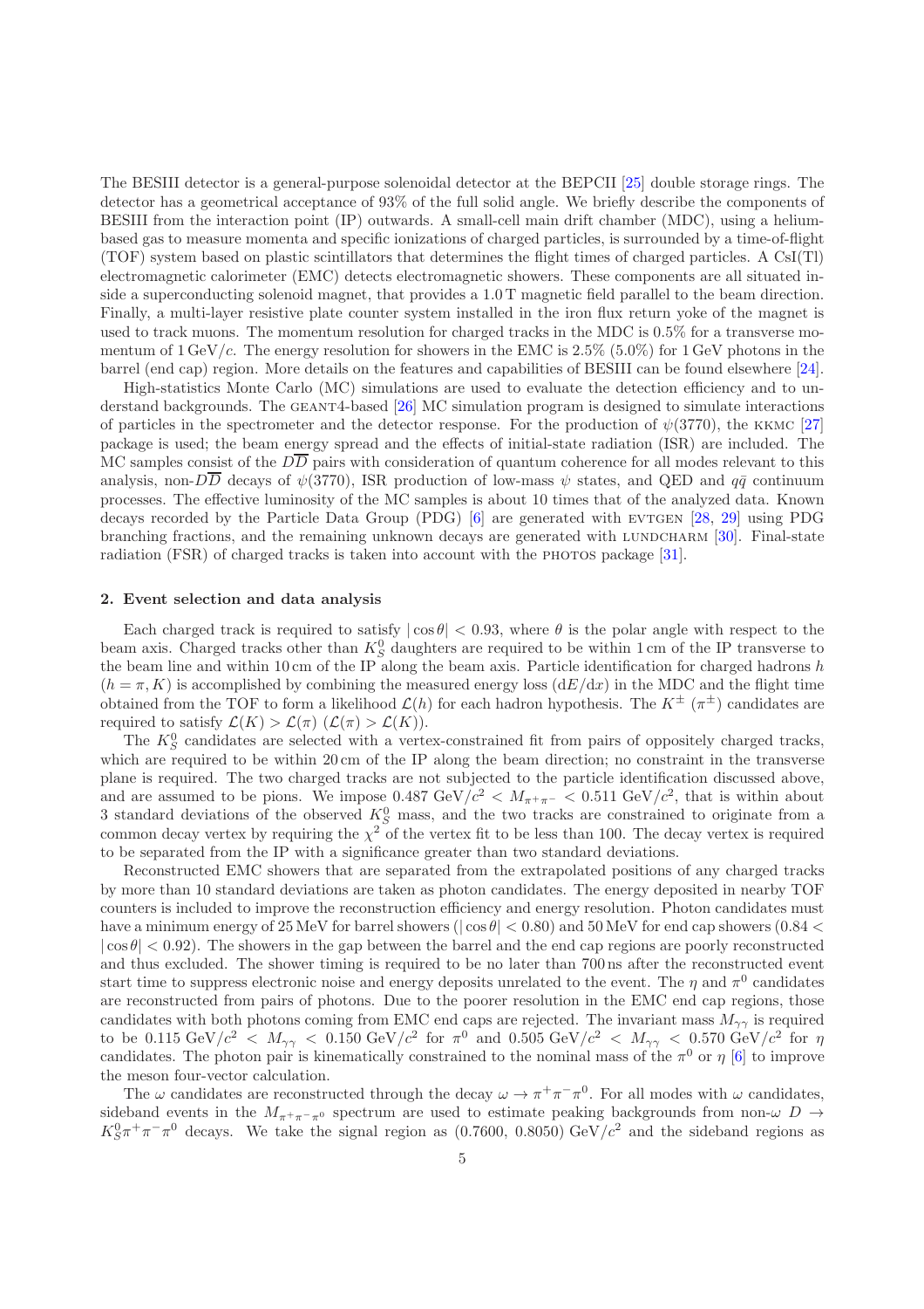The BESIII detector is a general-purpose solenoidal detector at the BEPCII [25] double storage rings. The detector has a geometrical acceptance of 93% of the full solid angle. We briefly describe the components of BESIII from the interaction point (IP) outwards. A small-cell main drift chamber (MDC), using a helium-based gas to measure momenta and specific ionizations of charged particles, is surrounded by a time-of-flight (TOF) system based on plastic scintillators that determines the flight times of charged particles. A CsI(Tl) electromagnetic calorimeter (EMC) detects electromagnetic showers. These components are all situated inside a superconducting solenoid magnet, that provides a 1.0 T magnetic field parallel to the beam direction. Finally, a multi-layer resistive plate counter system installed in the iron flux return yoke of the magnet is used to track muons. The momentum resolution for charged tracks in the MDC is 0.5% for a transverse momentum of 1 GeV/$c$. The energy resolution for showers in the EMC is 2.5% (5.0%) for 1 GeV photons in the barrel (end cap) region. More details on the features and capabilities of BESIII can be found elsewhere [24].

High-statistics Monte Carlo (MC) simulations are used to evaluate the detection efficiency and to understand backgrounds. The GEANT4-based [26] MC simulation program is designed to simulate interactions of particles in the spectrometer and the detector response. For the production of $\psi(3770)$, the KKMC [27] package is used; the beam energy spread and the effects of initial-state radiation (ISR) are included. The MC samples consist of the $D\overline{D}$ pairs with consideration of quantum coherence for all modes relevant to this analysis, non-$D\overline{D}$ decays of $\psi(3770)$, ISR production of low-mass $\psi$ states, and QED and $q\bar{q}$ continuum processes. The effective luminosity of the MC samples is about 10 times that of the analyzed data. Known decays recorded by the Particle Data Group (PDG) [6] are generated with EVTGEN [28, 29] using PDG branching fractions, and the remaining unknown decays are generated with LUNDCHARM [30]. Final-state radiation (FSR) of charged tracks is taken into account with the PHOTOS package [31].

## 2. Event selection and data analysis

Each charged track is required to satisfy $|\cos\theta| < 0.93$, where $\theta$ is the polar angle with respect to the beam axis. Charged tracks other than $K_S^0$ daughters are required to be within 1 cm of the IP transverse to the beam line and within 10 cm of the IP along the beam axis. Particle identification for charged hadrons $h$ ($h = \pi, K$) is accomplished by combining the measured energy loss ($\mathrm{d}E/\mathrm{d}x$) in the MDC and the flight time obtained from the TOF to form a likelihood $\mathcal{L}(h)$ for each hadron hypothesis. The $K^\pm$ ($\pi^\pm$) candidates are required to satisfy $\mathcal{L}(K) > \mathcal{L}(\pi)$ ($\mathcal{L}(\pi) > \mathcal{L}(K)$).

The $K_S^0$ candidates are selected with a vertex-constrained fit from pairs of oppositely charged tracks, which are required to be within 20 cm of the IP along the beam direction; no constraint in the transverse plane is required. The two charged tracks are not subjected to the particle identification discussed above, and are assumed to be pions. We impose 0.487 GeV/$c^2$ $< M_{\pi^+\pi^-} <$ 0.511 GeV/$c^2$, that is within about 3 standard deviations of the observed $K_S^0$ mass, and the two tracks are constrained to originate from a common decay vertex by requiring the $\chi^2$ of the vertex fit to be less than 100. The decay vertex is required to be separated from the IP with a significance greater than two standard deviations.

Reconstructed EMC showers that are separated from the extrapolated positions of any charged tracks by more than 10 standard deviations are taken as photon candidates. The energy deposited in nearby TOF counters is included to improve the reconstruction efficiency and energy resolution. Photon candidates must have a minimum energy of 25 MeV for barrel showers ($|\cos\theta| < 0.80$) and 50 MeV for end cap showers ($0.84 < |\cos\theta| < 0.92$). The showers in the gap between the barrel and the end cap regions are poorly reconstructed and thus excluded. The shower timing is required to be no later than 700 ns after the reconstructed event start time to suppress electronic noise and energy deposits unrelated to the event. The $\eta$ and $\pi^0$ candidates are reconstructed from pairs of photons. Due to the poorer resolution in the EMC end cap regions, those candidates with both photons coming from EMC end caps are rejected. The invariant mass $M_{\gamma\gamma}$ is required to be 0.115 GeV/$c^2$ $< M_{\gamma\gamma} <$ 0.150 GeV/$c^2$ for $\pi^0$ and 0.505 GeV/$c^2$ $< M_{\gamma\gamma} <$ 0.570 GeV/$c^2$ for $\eta$ candidates. The photon pair is kinematically constrained to the nominal mass of the $\pi^0$ or $\eta$ [6] to improve the meson four-vector calculation.

The $\omega$ candidates are reconstructed through the decay $\omega \to \pi^+\pi^-\pi^0$. For all modes with $\omega$ candidates, sideband events in the $M_{\pi^+\pi^-\pi^0}$ spectrum are used to estimate peaking backgrounds from non-$\omega$ $D \to K_S^0\pi^+\pi^-\pi^0$ decays. We take the signal region as (0.7600, 0.8050) GeV/$c^2$ and the sideband regions as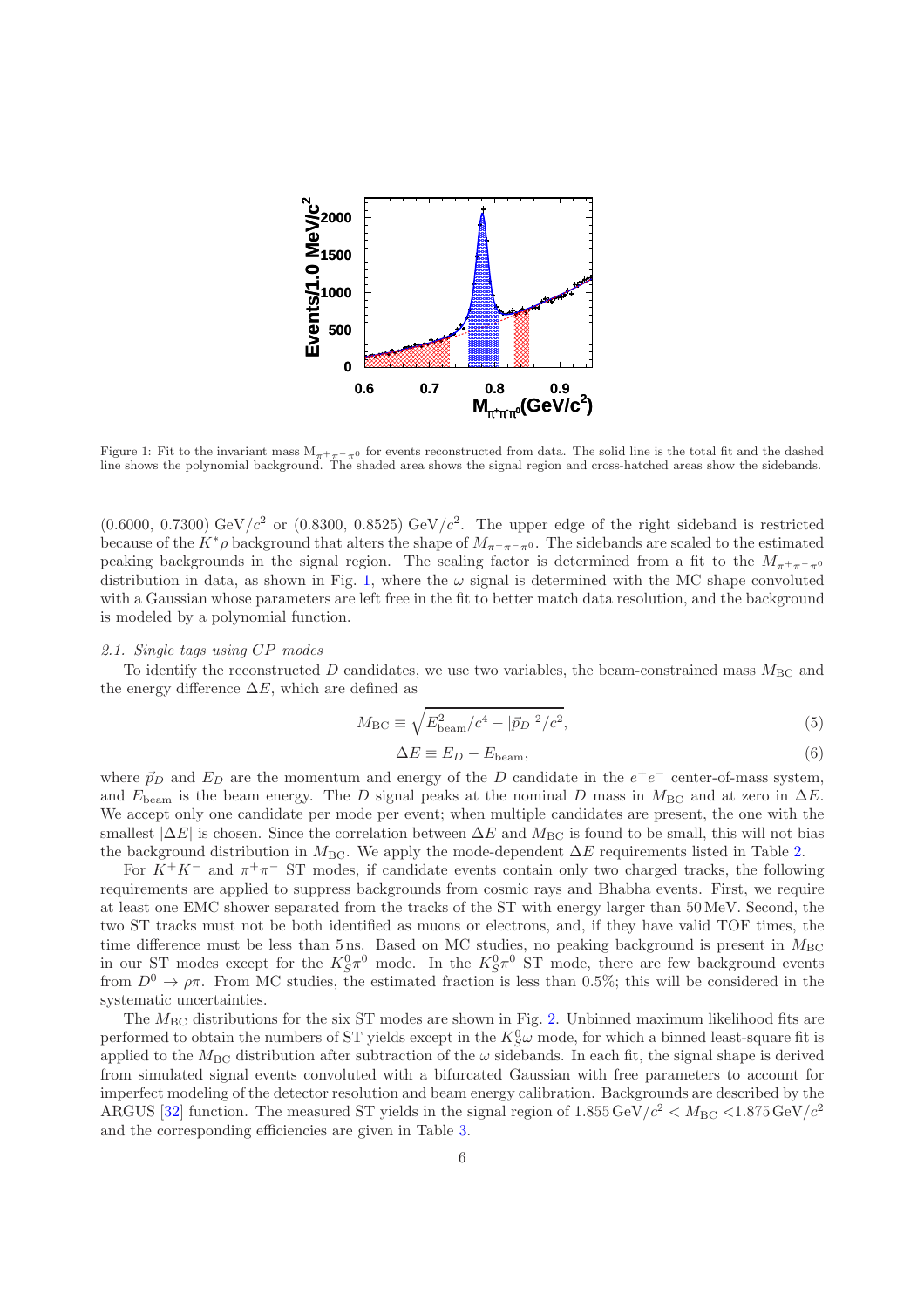Figure 1: Fit to the invariant mass $M_{\pi^+\pi^-\pi^0}$ for events reconstructed from data. The solid line is the total fit and the dashed line shows the polynomial background. The shaded area shows the signal region and cross-hatched areas show the sidebands.

(0.6000, 0.7300) GeV/$c^2$ or (0.8300, 0.8525) GeV/$c^2$. The upper edge of the right sideband is restricted because of the $K^*\rho$ background that alters the shape of $M_{\pi^+\pi^-\pi^0}$. The sidebands are scaled to the estimated peaking backgrounds in the signal region. The scaling factor is determined from a fit to the $M_{\pi^+\pi^-\pi^0}$ distribution in data, as shown in Fig. 1, where the $\omega$ signal is determined with the MC shape convoluted with a Gaussian whose parameters are left free in the fit to better match data resolution, and the background is modeled by a polynomial function.

### *2.1. Single tags using CP modes*

To identify the reconstructed $D$ candidates, we use two variables, the beam-constrained mass $M_{\rm BC}$ and the energy difference $\Delta E$, which are defined as

$$M_{\rm BC} \equiv \sqrt{E_{\rm beam}^2/c^4 - |\vec{p}_D|^2/c^2}, \tag{5}$$

$$\Delta E \equiv E_D - E_{\rm beam}, \tag{6}$$

where $\vec{p}_D$ and $E_D$ are the momentum and energy of the $D$ candidate in the $e^+e^-$ center-of-mass system, and $E_{\rm beam}$ is the beam energy. The $D$ signal peaks at the nominal $D$ mass in $M_{\rm BC}$ and at zero in $\Delta E$. We accept only one candidate per mode per event; when multiple candidates are present, the one with the smallest $|\Delta E|$ is chosen. Since the correlation between $\Delta E$ and $M_{\rm BC}$ is found to be small, this will not bias the background distribution in $M_{\rm BC}$. We apply the mode-dependent $\Delta E$ requirements listed in Table 2.

For $K^+K^-$ and $\pi^+\pi^-$ ST modes, if candidate events contain only two charged tracks, the following requirements are applied to suppress backgrounds from cosmic rays and Bhabha events. First, we require at least one EMC shower separated from the tracks of the ST with energy larger than 50 MeV. Second, the two ST tracks must not be both identified as muons or electrons, and, if they have valid TOF times, the time difference must be less than 5 ns. Based on MC studies, no peaking background is present in $M_{\rm BC}$ in our ST modes except for the $K_S^0\pi^0$ mode. In the $K_S^0\pi^0$ ST mode, there are few background events from $D^0 \to \rho\pi$. From MC studies, the estimated fraction is less than 0.5%; this will be considered in the systematic uncertainties.

The $M_{\rm BC}$ distributions for the six ST modes are shown in Fig. 2. Unbinned maximum likelihood fits are performed to obtain the numbers of ST yields except in the $K_S^0\omega$ mode, for which a binned least-square fit is applied to the $M_{\rm BC}$ distribution after subtraction of the $\omega$ sidebands. In each fit, the signal shape is derived from simulated signal events convoluted with a bifurcated Gaussian with free parameters to account for imperfect modeling of the detector resolution and beam energy calibration. Backgrounds are described by the ARGUS [32] function. The measured ST yields in the signal region of $1.855\,{\rm GeV}/c^2 < M_{\rm BC} < 1.875\,{\rm GeV}/c^2$ and the corresponding efficiencies are given in Table 3.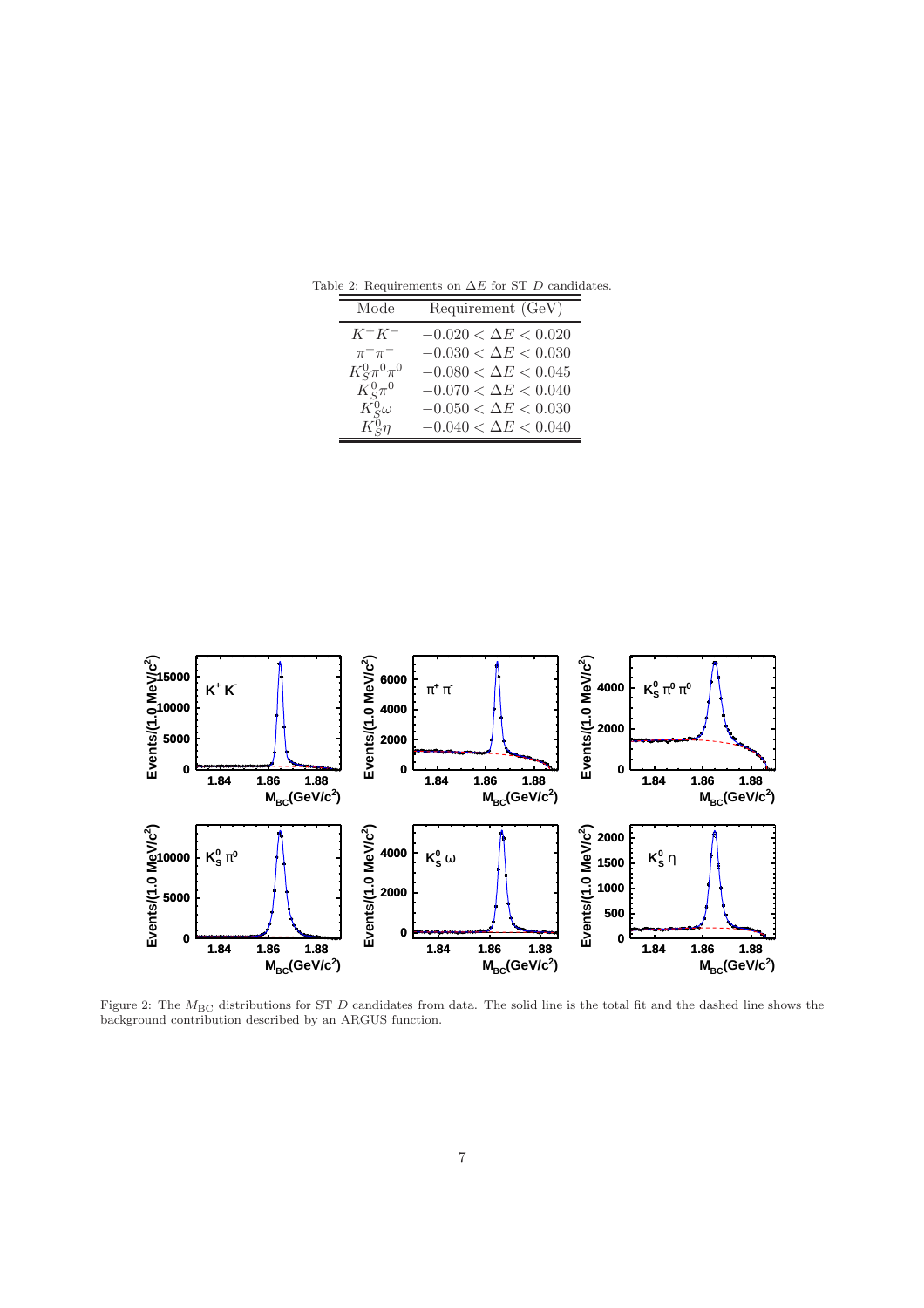Table 2: Requirements on $\Delta E$ for ST $D$ candidates.

| Mode | Requirement (GeV) |
|---|---|
| $K^+K^-$ | $-0.020 < \Delta E < 0.020$ |
| $\pi^+\pi^-$ | $-0.030 < \Delta E < 0.030$ |
| $K_S^0\pi^0\pi^0$ | $-0.080 < \Delta E < 0.045$ |
| $K_S^0\pi^0$ | $-0.070 < \Delta E < 0.040$ |
| $K_S^0\omega$ | $-0.050 < \Delta E < 0.030$ |
| $K_S^0\eta$ | $-0.040 < \Delta E < 0.040$ |

Figure 2: The $M_{\rm BC}$ distributions for ST $D$ candidates from data. The solid line is the total fit and the dashed line shows the background contribution described by an ARGUS function.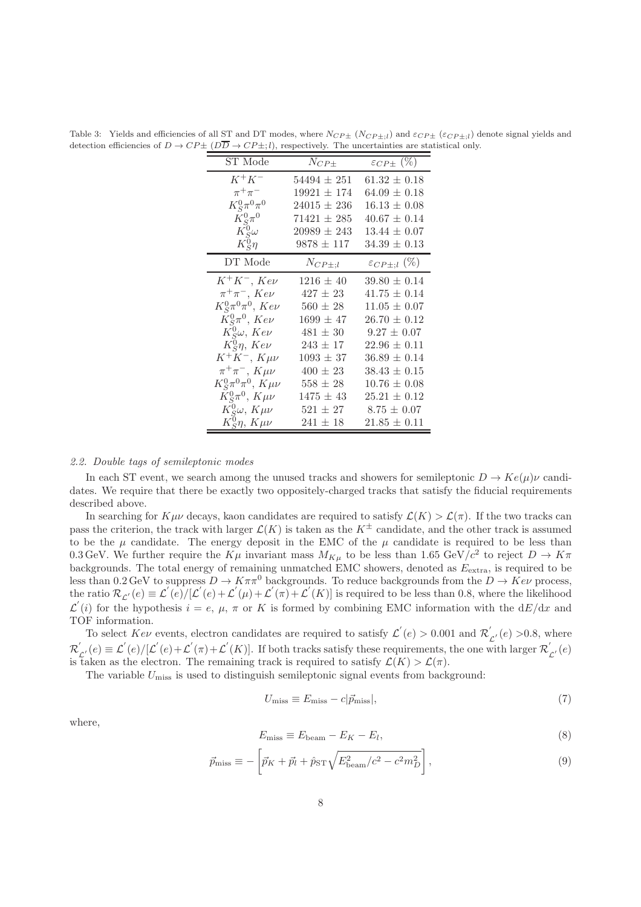Table 3: Yields and efficiencies of all ST and DT modes, where $N_{CP\pm}$ ($N_{CP\pm;l}$) and $\varepsilon_{CP\pm}$ ($\varepsilon_{CP\pm;l}$) denote signal yields and detection efficiencies of $D \to CP\pm$ ($D\overline{D} \to CP\pm;l$), respectively. The uncertainties are statistical only.

| ST Mode | $N_{CP\pm}$ | $\varepsilon_{CP\pm}$ (%) |
|---|---|---|
| $K^+K^-$ | $54494 \pm 251$ | $61.32 \pm 0.18$ |
| $\pi^+\pi^-$ | $19921 \pm 174$ | $64.09 \pm 0.18$ |
| $K_S^0\pi^0\pi^0$ | $24015 \pm 236$ | $16.13 \pm 0.08$ |
| $K_S^0\pi^0$ | $71421 \pm 285$ | $40.67 \pm 0.14$ |
| $K_S^0\omega$ | $20989 \pm 243$ | $13.44 \pm 0.07$ |
| $K_S^0\eta$ | $9878 \pm 117$ | $34.39 \pm 0.13$ |
| **DT Mode** | $N_{CP\pm;l}$ | $\varepsilon_{CP\pm;l}$ (%) |
| $K^+K^-$, $Ke\nu$ | $1216 \pm 40$ | $39.80 \pm 0.14$ |
| $\pi^+\pi^-$, $Ke\nu$ | $427 \pm 23$ | $41.75 \pm 0.14$ |
| $K_S^0\pi^0\pi^0$, $Ke\nu$ | $560 \pm 28$ | $11.05 \pm 0.07$ |
| $K_S^0\pi^0$, $Ke\nu$ | $1699 \pm 47$ | $26.70 \pm 0.12$ |
| $K_S^0\omega$, $Ke\nu$ | $481 \pm 30$ | $9.27 \pm 0.07$ |
| $K_S^0\eta$, $Ke\nu$ | $243 \pm 17$ | $22.96 \pm 0.11$ |
| $K^+K^-$, $K\mu\nu$ | $1093 \pm 37$ | $36.89 \pm 0.14$ |
| $\pi^+\pi^-$, $K\mu\nu$ | $400 \pm 23$ | $38.43 \pm 0.15$ |
| $K_S^0\pi^0\pi^0$, $K\mu\nu$ | $558 \pm 28$ | $10.76 \pm 0.08$ |
| $K_S^0\pi^0$, $K\mu\nu$ | $1475 \pm 43$ | $25.21 \pm 0.12$ |
| $K_S^0\omega$, $K\mu\nu$ | $521 \pm 27$ | $8.75 \pm 0.07$ |
| $K_S^0\eta$, $K\mu\nu$ | $241 \pm 18$ | $21.85 \pm 0.11$ |

### 2.2. Double tags of semileptonic modes

In each ST event, we search among the unused tracks and showers for semileptonic $D \to Ke(\mu)\nu$ candidates. We require that there be exactly two oppositely-charged tracks that satisfy the fiducial requirements described above.

In searching for $K\mu\nu$ decays, kaon candidates are required to satisfy $\mathcal{L}(K) > \mathcal{L}(\pi)$. If the two tracks can pass the criterion, the track with larger $\mathcal{L}(K)$ is taken as the $K^\pm$ candidate, and the other track is assumed to be the $\mu$ candidate. The energy deposit in the EMC of the $\mu$ candidate is required to be less than 0.3 GeV. We further require the $K\mu$ invariant mass $M_{K\mu}$ to be less than 1.65 GeV/$c^2$ to reject $D \to K\pi$ backgrounds. The total energy of remaining unmatched EMC showers, denoted as $E_{\rm extra}$, is required to be less than 0.2 GeV to suppress $D \to K\pi\pi^0$ backgrounds. To reduce backgrounds from the $D \to Ke\nu$ process, the ratio $\mathcal{R}_{\mathcal{L}'}(e) \equiv \mathcal{L}'(e)/[\mathcal{L}'(e)+\mathcal{L}'(\mu)+\mathcal{L}'(\pi)+\mathcal{L}'(K)]$ is required to be less than 0.8, where the likelihood $\mathcal{L}'(i)$ for the hypothesis $i = e$, $\mu$, $\pi$ or $K$ is formed by combining EMC information with the d$E$/d$x$ and TOF information.

To select $Ke\nu$ events, electron candidates are required to satisfy $\mathcal{L}'(e) > 0.001$ and $\mathcal{R}'_{\mathcal{L}'}(e) > 0.8$, where $\mathcal{R}'_{\mathcal{L}'}(e) \equiv \mathcal{L}'(e)/[\mathcal{L}'(e)+\mathcal{L}'(\pi)+\mathcal{L}'(K)]$. If both tracks satisfy these requirements, the one with larger $\mathcal{R}'_{\mathcal{L}'}(e)$ is taken as the electron. The remaining track is required to satisfy $\mathcal{L}(K) > \mathcal{L}(\pi)$.

The variable $U_{\rm miss}$ is used to distinguish semileptonic signal events from background:

$$U_{\rm miss} \equiv E_{\rm miss} - c|\vec{p}_{\rm miss}|, \tag{7}$$

where,

$$E_{\rm miss} \equiv E_{\rm beam} - E_K - E_l, \tag{8}$$

$$\vec{p}_{\rm miss} \equiv -\left[\vec{p}_K + \vec{p}_l + \hat{p}_{\rm ST}\sqrt{E_{\rm beam}^2/c^2 - c^2 m_D^2}\right], \tag{9}$$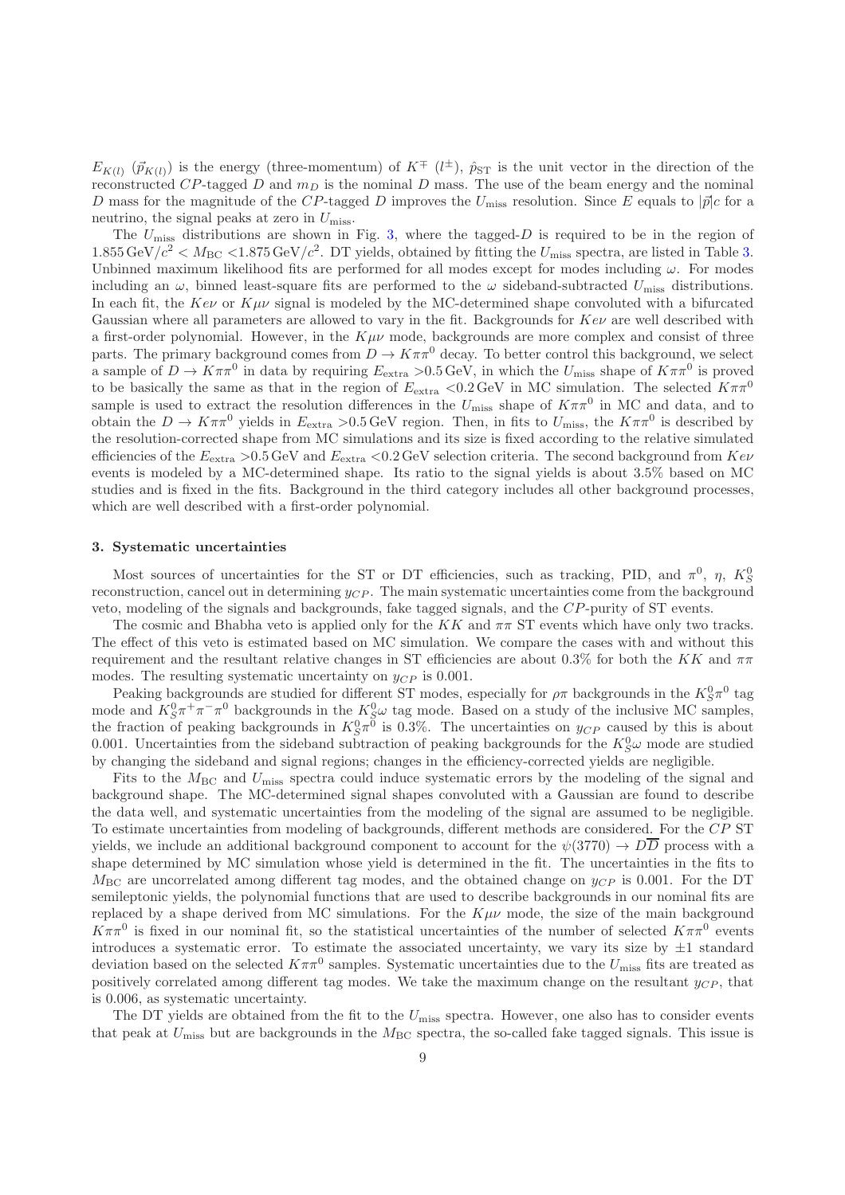$E_{K(l)}$ ($\vec{p}_{K(l)}$) is the energy (three-momentum) of $K^{\mp}$ ($l^{\pm}$), $\hat{p}_{\rm ST}$ is the unit vector in the direction of the reconstructed $CP$-tagged $D$ and $m_D$ is the nominal $D$ mass. The use of the beam energy and the nominal $D$ mass for the magnitude of the $CP$-tagged $D$ improves the $U_{\rm miss}$ resolution. Since $E$ equals to $|\vec{p}|c$ for a neutrino, the signal peaks at zero in $U_{\rm miss}$.

The $U_{\rm miss}$ distributions are shown in Fig. 3, where the tagged-$D$ is required to be in the region of $1.855\,{\rm GeV}/c^2 < M_{\rm BC} < 1.875\,{\rm GeV}/c^2$. DT yields, obtained by fitting the $U_{\rm miss}$ spectra, are listed in Table 3. Unbinned maximum likelihood fits are performed for all modes except for modes including $\omega$. For modes including an $\omega$, binned least-square fits are performed to the $\omega$ sideband-subtracted $U_{\rm miss}$ distributions. In each fit, the $Ke\nu$ or $K\mu\nu$ signal is modeled by the MC-determined shape convoluted with a bifurcated Gaussian where all parameters are allowed to vary in the fit. Backgrounds for $Ke\nu$ are well described with a first-order polynomial. However, in the $K\mu\nu$ mode, backgrounds are more complex and consist of three parts. The primary background comes from $D \to K\pi\pi^0$ decay. To better control this background, we select a sample of $D \to K\pi\pi^0$ in data by requiring $E_{\rm extra} > 0.5\,{\rm GeV}$, in which the $U_{\rm miss}$ shape of $K\pi\pi^0$ is proved to be basically the same as that in the region of $E_{\rm extra} < 0.2\,{\rm GeV}$ in MC simulation. The selected $K\pi\pi^0$ sample is used to extract the resolution differences in the $U_{\rm miss}$ shape of $K\pi\pi^0$ in MC and data, and to obtain the $D \to K\pi\pi^0$ yields in $E_{\rm extra} > 0.5\,{\rm GeV}$ region. Then, in fits to $U_{\rm miss}$, the $K\pi\pi^0$ is described by the resolution-corrected shape from MC simulations and its size is fixed according to the relative simulated efficiencies of the $E_{\rm extra} > 0.5\,{\rm GeV}$ and $E_{\rm extra} < 0.2\,{\rm GeV}$ selection criteria. The second background from $Ke\nu$ events is modeled by a MC-determined shape. Its ratio to the signal yields is about 3.5% based on MC studies and is fixed in the fits. Background in the third category includes all other background processes, which are well described with a first-order polynomial.

### 3. Systematic uncertainties

Most sources of uncertainties for the ST or DT efficiencies, such as tracking, PID, and $\pi^0$, $\eta$, $K_S^0$ reconstruction, cancel out in determining $y_{CP}$. The main systematic uncertainties come from the background veto, modeling of the signals and backgrounds, fake tagged signals, and the $CP$-purity of ST events.

The cosmic and Bhabha veto is applied only for the $KK$ and $\pi\pi$ ST events which have only two tracks. The effect of this veto is estimated based on MC simulation. We compare the cases with and without this requirement and the resultant relative changes in ST efficiencies are about 0.3% for both the $KK$ and $\pi\pi$ modes. The resulting systematic uncertainty on $y_{CP}$ is 0.001.

Peaking backgrounds are studied for different ST modes, especially for $\rho\pi$ backgrounds in the $K_S^0\pi^0$ tag mode and $K_S^0\pi^+\pi^-\pi^0$ backgrounds in the $K_S^0\omega$ tag mode. Based on a study of the inclusive MC samples, the fraction of peaking backgrounds in $K_S^0\pi^0$ is 0.3%. The uncertainties on $y_{CP}$ caused by this is about 0.001. Uncertainties from the sideband subtraction of peaking backgrounds for the $K_S^0\omega$ mode are studied by changing the sideband and signal regions; changes in the efficiency-corrected yields are negligible.

Fits to the $M_{\rm BC}$ and $U_{\rm miss}$ spectra could induce systematic errors by the modeling of the signal and background shape. The MC-determined signal shapes convoluted with a Gaussian are found to describe the data well, and systematic uncertainties from the modeling of the signal are assumed to be negligible. To estimate uncertainties from modeling of backgrounds, different methods are considered. For the $CP$ ST yields, we include an additional background component to account for the $\psi(3770) \to D\overline{D}$ process with a shape determined by MC simulation whose yield is determined in the fit. The uncertainties in the fits to $M_{\rm BC}$ are uncorrelated among different tag modes, and the obtained change on $y_{CP}$ is 0.001. For the DT semileptonic yields, the polynomial functions that are used to describe backgrounds in our nominal fits are replaced by a shape derived from MC simulations. For the $K\mu\nu$ mode, the size of the main background $K\pi\pi^0$ is fixed in our nominal fit, so the statistical uncertainties of the number of selected $K\pi\pi^0$ events introduces a systematic error. To estimate the associated uncertainty, we vary its size by $\pm 1$ standard deviation based on the selected $K\pi\pi^0$ samples. Systematic uncertainties due to the $U_{\rm miss}$ fits are treated as positively correlated among different tag modes. We take the maximum change on the resultant $y_{CP}$, that is 0.006, as systematic uncertainty.

The DT yields are obtained from the fit to the $U_{\rm miss}$ spectra. However, one also has to consider events that peak at $U_{\rm miss}$ but are backgrounds in the $M_{\rm BC}$ spectra, the so-called fake tagged signals. This issue is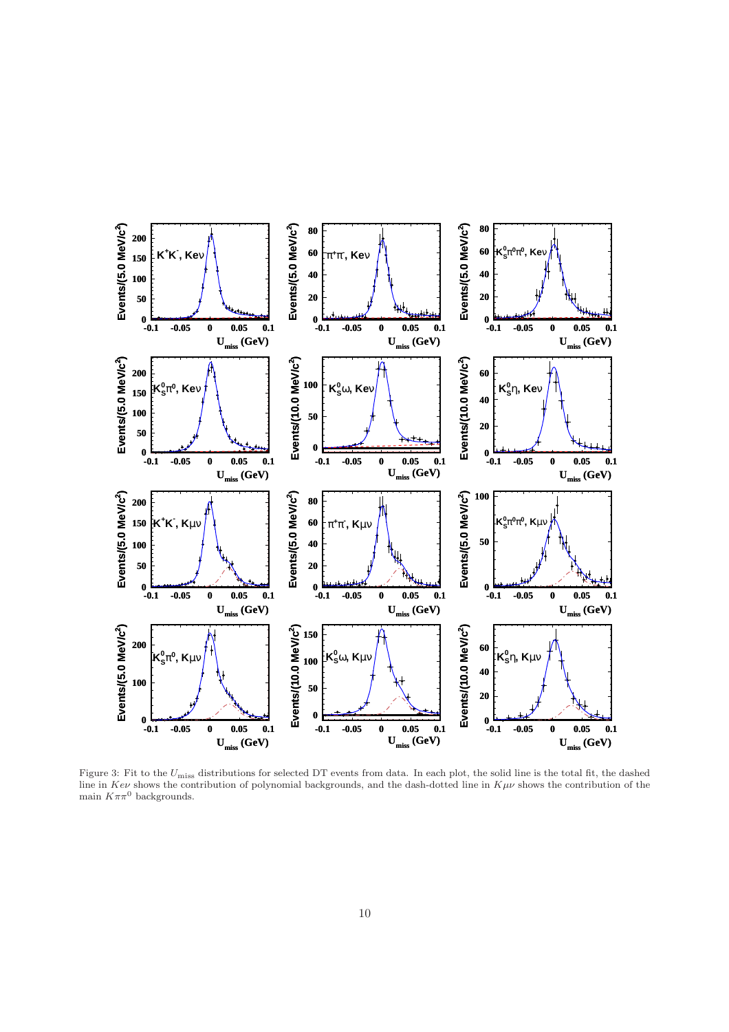Figure 3: Fit to the $U_{\rm miss}$ distributions for selected DT events from data. In each plot, the solid line is the total fit, the dashed line in $Ke\nu$ shows the contribution of polynomial backgrounds, and the dash-dotted line in $K\mu\nu$ shows the contribution of the main $K\pi\pi^0$ backgrounds.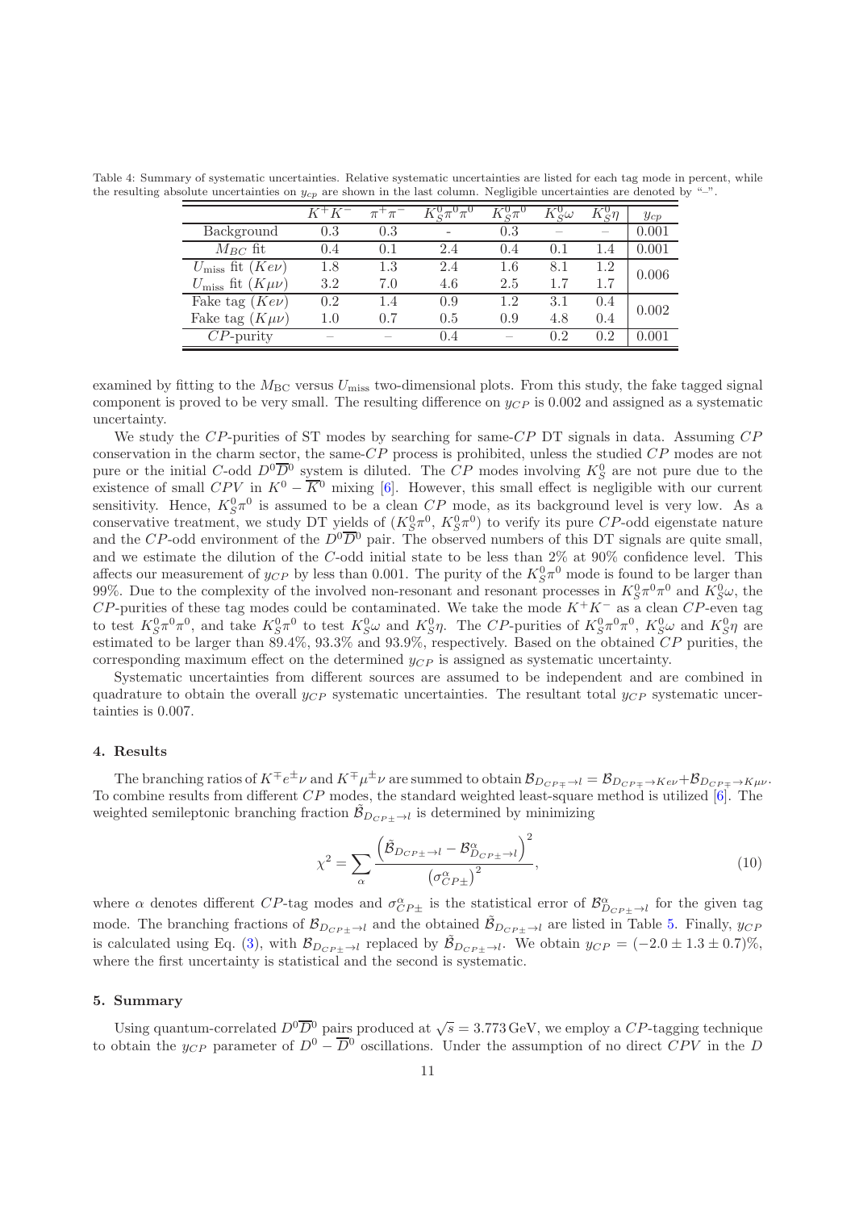Table 4: Summary of systematic uncertainties. Relative systematic uncertainties are listed for each tag mode in percent, while the resulting absolute uncertainties on $y_{cp}$ are shown in the last column. Negligible uncertainties are denoted by "–".

| | $K^+K^-$ | $\pi^+\pi^-$ | $K_S^0\pi^0\pi^0$ | $K_S^0\pi^0$ | $K_S^0\omega$ | $K_S^0\eta$ | $y_{cp}$ |
|---|---|---|---|---|---|---|---|
| Background | 0.3 | 0.3 | - | 0.3 | – | – | 0.001 |
| $M_{BC}$ fit | 0.4 | 0.1 | 2.4 | 0.4 | 0.1 | 1.4 | 0.001 |
| $U_{\rm miss}$ fit ($Ke\nu$) | 1.8 | 1.3 | 2.4 | 1.6 | 8.1 | 1.2 | 0.006 |
| $U_{\rm miss}$ fit ($K\mu\nu$) | 3.2 | 7.0 | 4.6 | 2.5 | 1.7 | 1.7 | |
| Fake tag ($Ke\nu$) | 0.2 | 1.4 | 0.9 | 1.2 | 3.1 | 0.4 | 0.002 |
| Fake tag ($K\mu\nu$) | 1.0 | 0.7 | 0.5 | 0.9 | 4.8 | 0.4 | |
| $CP$-purity | – | – | 0.4 | – | 0.2 | 0.2 | 0.001 |

examined by fitting to the $M_{\rm BC}$ versus $U_{\rm miss}$ two-dimensional plots. From this study, the fake tagged signal component is proved to be very small. The resulting difference on $y_{CP}$ is 0.002 and assigned as a systematic uncertainty.

We study the $CP$-purities of ST modes by searching for same-$CP$ DT signals in data. Assuming $CP$ conservation in the charm sector, the same-$CP$ process is prohibited, unless the studied $CP$ modes are not pure or the initial $C$-odd $D^0\overline{D}^0$ system is diluted. The $CP$ modes involving $K_S^0$ are not pure due to the existence of small $CPV$ in $K^0-\overline{K}^0$ mixing [6]. However, this small effect is negligible with our current sensitivity. Hence, $K_S^0\pi^0$ is assumed to be a clean $CP$ mode, as its background level is very low. As a conservative treatment, we study DT yields of ($K_S^0\pi^0$, $K_S^0\pi^0$) to verify its pure $CP$-odd eigenstate nature and the $CP$-odd environment of the $D^0\overline{D}^0$ pair. The observed numbers of this DT signals are quite small, and we estimate the dilution of the $C$-odd initial state to be less than 2% at 90% confidence level. This affects our measurement of $y_{CP}$ by less than 0.001. The purity of the $K_S^0\pi^0$ mode is found to be larger than 99%. Due to the complexity of the involved non-resonant and resonant processes in $K_S^0\pi^0\pi^0$ and $K_S^0\omega$, the $CP$-purities of these tag modes could be contaminated. We take the mode $K^+K^-$ as a clean $CP$-even tag to test $K_S^0\pi^0\pi^0$, and take $K_S^0\pi^0$ to test $K_S^0\omega$ and $K_S^0\eta$. The $CP$-purities of $K_S^0\pi^0\pi^0$, $K_S^0\omega$ and $K_S^0\eta$ are estimated to be larger than 89.4%, 93.3% and 93.9%, respectively. Based on the obtained $CP$ purities, the corresponding maximum effect on the determined $y_{CP}$ is assigned as systematic uncertainty.

Systematic uncertainties from different sources are assumed to be independent and are combined in quadrature to obtain the overall $y_{CP}$ systematic uncertainties. The resultant total $y_{CP}$ systematic uncertainties is 0.007.

## 4. Results

The branching ratios of $K^{\mp}e^{\pm}\nu$ and $K^{\mp}\mu^{\pm}\nu$ are summed to obtain $\mathcal{B}_{D_{CP\mp}\to l}=\mathcal{B}_{D_{CP\mp}\to Ke\nu}+\mathcal{B}_{D_{CP\mp}\to K\mu\nu}$. To combine results from different $CP$ modes, the standard weighted least-square method is utilized [6]. The weighted semileptonic branching fraction $\tilde{\mathcal{B}}_{D_{CP\pm}\to l}$ is determined by minimizing

$$\chi^2=\sum_{\alpha}\frac{\left(\tilde{\mathcal{B}}_{D_{CP\pm}\to l}-\mathcal{B}^{\alpha}_{D_{CP\pm}\to l}\right)^2}{\left(\sigma^{\alpha}_{CP\pm}\right)^2}, \tag{10}$$

where $\alpha$ denotes different $CP$-tag modes and $\sigma^{\alpha}_{CP\pm}$ is the statistical error of $\mathcal{B}^{\alpha}_{D_{CP\pm}\to l}$ for the given tag mode. The branching fractions of $\mathcal{B}_{D_{CP\pm}\to l}$ and the obtained $\tilde{\mathcal{B}}_{D_{CP\pm}\to l}$ are listed in Table 5. Finally, $y_{CP}$ is calculated using Eq. (3), with $\mathcal{B}_{D_{CP\pm}\to l}$ replaced by $\tilde{\mathcal{B}}_{D_{CP\pm}\to l}$. We obtain $y_{CP}=(-2.0\pm1.3\pm0.7)\%$, where the first uncertainty is statistical and the second is systematic.

## 5. Summary

Using quantum-correlated $D^0\overline{D}^0$ pairs produced at $\sqrt{s}=3.773\,\mathrm{GeV}$, we employ a $CP$-tagging technique to obtain the $y_{CP}$ parameter of $D^0-\overline{D}^0$ oscillations. Under the assumption of no direct $CPV$ in the $D$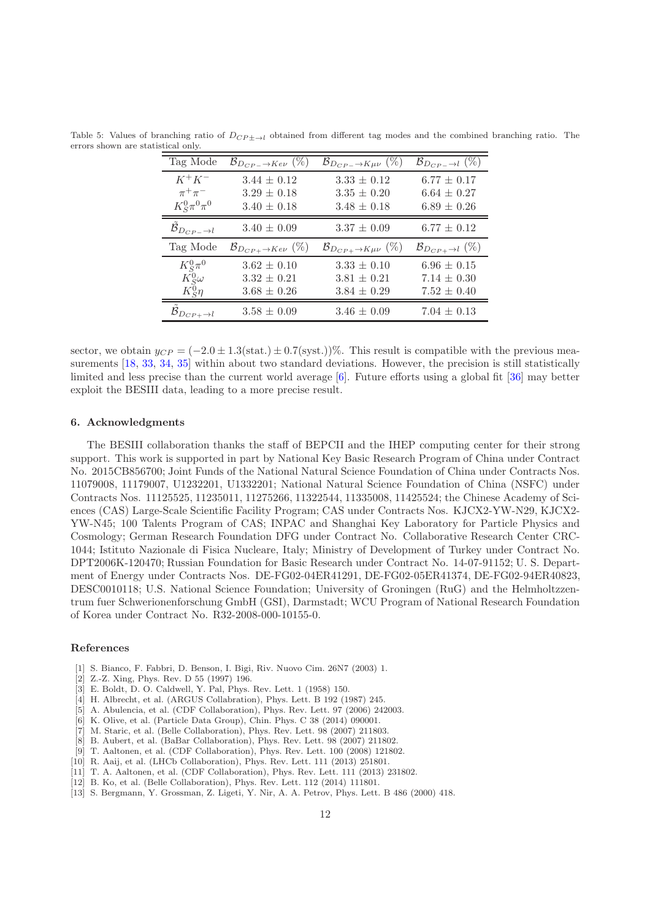Table 5: Values of branching ratio of $D_{CP\pm\to l}$ obtained from different tag modes and the combined branching ratio. The errors shown are statistical only.

| Tag Mode | $\mathcal{B}_{D_{CP-}\to Ke\nu}$ (%) | $\mathcal{B}_{D_{CP-}\to K\mu\nu}$ (%) | $\mathcal{B}_{D_{CP-}\to l}$ (%) |
|---|---|---|---|
| $K^+K^-$ | $3.44 \pm 0.12$ | $3.33 \pm 0.12$ | $6.77 \pm 0.17$ |
| $\pi^+\pi^-$ | $3.29 \pm 0.18$ | $3.35 \pm 0.20$ | $6.64 \pm 0.27$ |
| $K^0_S\pi^0\pi^0$ | $3.40 \pm 0.18$ | $3.48 \pm 0.18$ | $6.89 \pm 0.26$ |
| $\tilde{\mathcal{B}}_{D_{CP-}\to l}$ | $3.40 \pm 0.09$ | $3.37 \pm 0.09$ | $6.77 \pm 0.12$ |
| Tag Mode | $\mathcal{B}_{D_{CP+}\to Ke\nu}$ (%) | $\mathcal{B}_{D_{CP+}\to K\mu\nu}$ (%) | $\mathcal{B}_{D_{CP+}\to l}$ (%) |
| $K^0_S\pi^0$ | $3.62 \pm 0.10$ | $3.33 \pm 0.10$ | $6.96 \pm 0.15$ |
| $K^0_S\omega$ | $3.32 \pm 0.21$ | $3.81 \pm 0.21$ | $7.14 \pm 0.30$ |
| $K^0_S\eta$ | $3.68 \pm 0.26$ | $3.84 \pm 0.29$ | $7.52 \pm 0.40$ |
| $\tilde{\mathcal{B}}_{D_{CP+}\to l}$ | $3.58 \pm 0.09$ | $3.46 \pm 0.09$ | $7.04 \pm 0.13$ |

sector, we obtain $y_{CP} = (-2.0 \pm 1.3(\text{stat.}) \pm 0.7(\text{syst.}))\%$. This result is compatible with the previous measurements [18, 33, 34, 35] within about two standard deviations. However, the precision is still statistically limited and less precise than the current world average [6]. Future efforts using a global fit [36] may better exploit the BESIII data, leading to a more precise result.

### 6. Acknowledgments

The BESIII collaboration thanks the staff of BEPCII and the IHEP computing center for their strong support. This work is supported in part by National Key Basic Research Program of China under Contract No. 2015CB856700; Joint Funds of the National Natural Science Foundation of China under Contracts Nos. 11079008, 11179007, U1232201, U1332201; National Natural Science Foundation of China (NSFC) under Contracts Nos. 11125525, 11235011, 11275266, 11322544, 11335008, 11425524; the Chinese Academy of Sciences (CAS) Large-Scale Scientific Facility Program; CAS under Contracts Nos. KJCX2-YW-N29, KJCX2-YW-N45; 100 Talents Program of CAS; INPAC and Shanghai Key Laboratory for Particle Physics and Cosmology; German Research Foundation DFG under Contract No. Collaborative Research Center CRC-1044; Istituto Nazionale di Fisica Nucleare, Italy; Ministry of Development of Turkey under Contract No. DPT2006K-120470; Russian Foundation for Basic Research under Contract No. 14-07-91152; U. S. Department of Energy under Contracts Nos. DE-FG02-04ER41291, DE-FG02-05ER41374, DE-FG02-94ER40823, DESC0010118; U.S. National Science Foundation; University of Groningen (RuG) and the Helmholtzzentrum fuer Schwerionenforschung GmbH (GSI), Darmstadt; WCU Program of National Research Foundation of Korea under Contract No. R32-2008-000-10155-0.

### References

[1] S. Bianco, F. Fabbri, D. Benson, I. Bigi, Riv. Nuovo Cim. 26N7 (2003) 1.
[2] Z.-Z. Xing, Phys. Rev. D 55 (1997) 196.
[3] E. Boldt, D. O. Caldwell, Y. Pal, Phys. Rev. Lett. 1 (1958) 150.
[4] H. Albrecht, et al. (ARGUS Collabration), Phys. Lett. B 192 (1987) 245.
[5] A. Abulencia, et al. (CDF Collaboration), Phys. Rev. Lett. 97 (2006) 242003.
[6] K. Olive, et al. (Particle Data Group), Chin. Phys. C 38 (2014) 090001.
[7] M. Staric, et al. (Belle Collaboration), Phys. Rev. Lett. 98 (2007) 211803.
[8] B. Aubert, et al. (BaBar Collaboration), Phys. Rev. Lett. 98 (2007) 211802.
[9] T. Aaltonen, et al. (CDF Collaboration), Phys. Rev. Lett. 100 (2008) 121802.
[10] R. Aaij, et al. (LHCb Collaboration), Phys. Rev. Lett. 111 (2013) 251801.
[11] T. A. Aaltonen, et al. (CDF Collaboration), Phys. Rev. Lett. 111 (2013) 231802.
[12] B. Ko, et al. (Belle Collaboration), Phys. Rev. Lett. 112 (2014) 111801.
[13] S. Bergmann, Y. Grossman, Z. Ligeti, Y. Nir, A. A. Petrov, Phys. Lett. B 486 (2000) 418.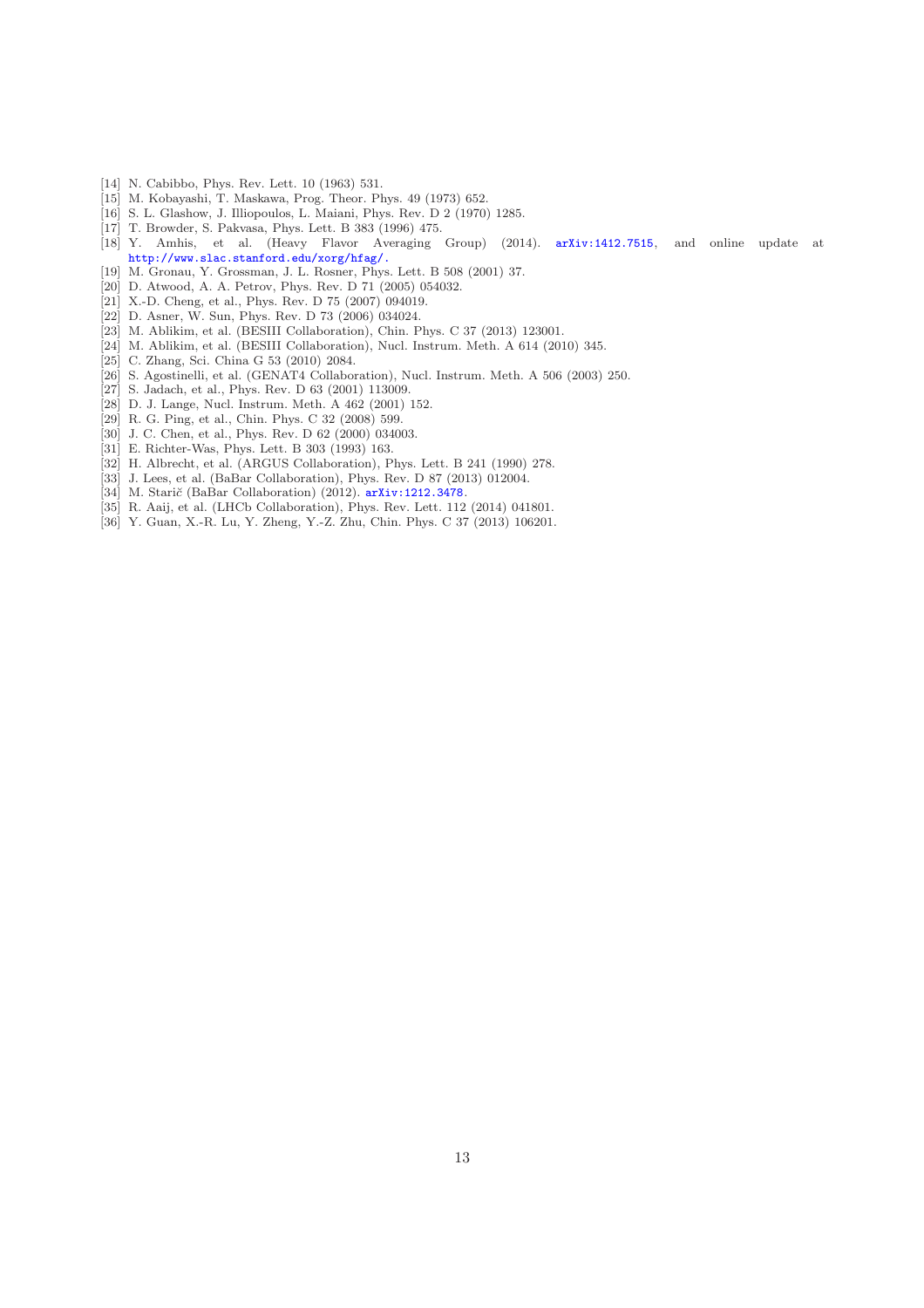[14] N. Cabibbo, Phys. Rev. Lett. 10 (1963) 531.
[15] M. Kobayashi, T. Maskawa, Prog. Theor. Phys. 49 (1973) 652.
[16] S. L. Glashow, J. Illiopoulos, L. Maiani, Phys. Rev. D 2 (1970) 1285.
[17] T. Browder, S. Pakvasa, Phys. Lett. B 383 (1996) 475.
[18] Y. Amhis, et al. (Heavy Flavor Averaging Group) (2014). arXiv:1412.7515, and online update at http://www.slac.stanford.edu/xorg/hfag/.
[19] M. Gronau, Y. Grossman, J. L. Rosner, Phys. Lett. B 508 (2001) 37.
[20] D. Atwood, A. A. Petrov, Phys. Rev. D 71 (2005) 054032.
[21] X.-D. Cheng, et al., Phys. Rev. D 75 (2007) 094019.
[22] D. Asner, W. Sun, Phys. Rev. D 73 (2006) 034024.
[23] M. Ablikim, et al. (BESIII Collaboration), Chin. Phys. C 37 (2013) 123001.
[24] M. Ablikim, et al. (BESIII Collaboration), Nucl. Instrum. Meth. A 614 (2010) 345.
[25] C. Zhang, Sci. China G 53 (2010) 2084.
[26] S. Agostinelli, et al. (GENAT4 Collaboration), Nucl. Instrum. Meth. A 506 (2003) 250.
[27] S. Jadach, et al., Phys. Rev. D 63 (2001) 113009.
[28] D. J. Lange, Nucl. Instrum. Meth. A 462 (2001) 152.
[29] R. G. Ping, et al., Chin. Phys. C 32 (2008) 599.
[30] J. C. Chen, et al., Phys. Rev. D 62 (2000) 034003.
[31] E. Richter-Was, Phys. Lett. B 303 (1993) 163.
[32] H. Albrecht, et al. (ARGUS Collaboration), Phys. Lett. B 241 (1990) 278.
[33] J. Lees, et al. (BaBar Collaboration), Phys. Rev. D 87 (2013) 012004.
[34] M. Starič (BaBar Collaboration) (2012). arXiv:1212.3478.
[35] R. Aaij, et al. (LHCb Collaboration), Phys. Rev. Lett. 112 (2014) 041801.
[36] Y. Guan, X.-R. Lu, Y. Zheng, Y.-Z. Zhu, Chin. Phys. C 37 (2013) 106201.